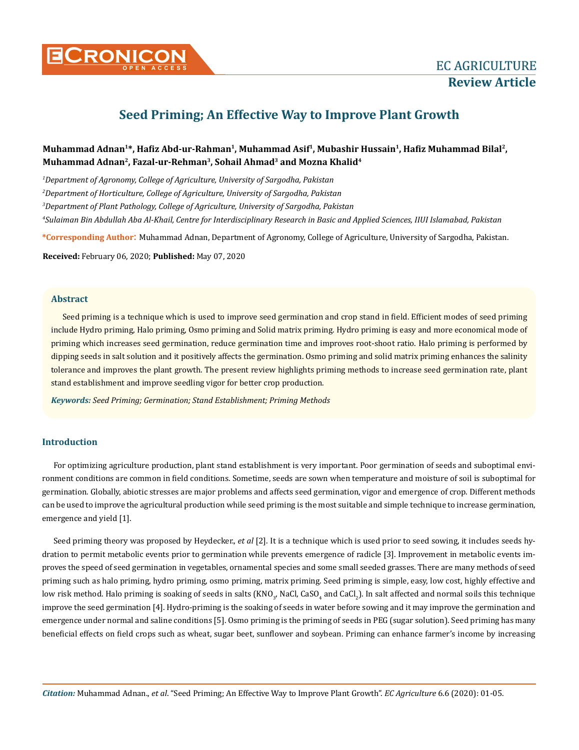EC AGRICULTURE
**Review Article**

# Seed Priming; An Effective Way to Improve Plant Growth

**Muhammad Adnan[1]*, Hafiz Abd-ur-Rahman[1], Muhammad Asif[1], Mubashir Hussain[1], Hafiz Muhammad Bilal[2], Muhammad Adnan[2], Fazal-ur-Rehman[3], Sohail Ahmad[3] and Mozna Khalid[4]**

[1]*Department of Agronomy, College of Agriculture, University of Sargodha, Pakistan*

[2]*Department of Horticulture, College of Agriculture, University of Sargodha, Pakistan*

[3]*Department of Plant Pathology, College of Agriculture, University of Sargodha, Pakistan*

[4]*Sulaiman Bin Abdullah Aba Al-Khail, Centre for Interdisciplinary Research in Basic and Applied Sciences, IIUI Islamabad, Pakistan*

**\*Corresponding Author:** Muhammad Adnan, Department of Agronomy, College of Agriculture, University of Sargodha, Pakistan.

**Received:** February 06, 2020; **Published:** May 07, 2020

## Abstract

Seed priming is a technique which is used to improve seed germination and crop stand in field. Efficient modes of seed priming include Hydro priming, Halo priming, Osmo priming and Solid matrix priming. Hydro priming is easy and more economical mode of priming which increases seed germination, reduce germination time and improves root-shoot ratio. Halo priming is performed by dipping seeds in salt solution and it positively affects the germination. Osmo priming and solid matrix priming enhances the salinity tolerance and improves the plant growth. The present review highlights priming methods to increase seed germination rate, plant stand establishment and improve seedling vigor for better crop production.

***Keywords:*** *Seed Priming; Germination; Stand Establishment; Priming Methods*

## Introduction

For optimizing agriculture production, plant stand establishment is very important. Poor germination of seeds and suboptimal environment conditions are common in field conditions. Sometime, seeds are sown when temperature and moisture of soil is suboptimal for germination. Globally, abiotic stresses are major problems and affects seed germination, vigor and emergence of crop. Different methods can be used to improve the agricultural production while seed priming is the most suitable and simple technique to increase germination, emergence and yield [1].

Seed priming theory was proposed by Heydecker., *et al* [2]. It is a technique which is used prior to seed sowing, it includes seeds hydration to permit metabolic events prior to germination while prevents emergence of radicle [3]. Improvement in metabolic events improves the speed of seed germination in vegetables, ornamental species and some small seeded grasses. There are many methods of seed priming such as halo priming, hydro priming, osmo priming, matrix priming. Seed priming is simple, easy, low cost, highly effective and low risk method. Halo priming is soaking of seeds in salts ($KNO_3$, NaCl, $CaSO_4$ and $CaCl_2$). In salt affected and normal soils this technique improve the seed germination [4]. Hydro-priming is the soaking of seeds in water before sowing and it may improve the germination and emergence under normal and saline conditions [5]. Osmo priming is the priming of seeds in PEG (sugar solution). Seed priming has many beneficial effects on field crops such as wheat, sugar beet, sunflower and soybean. Priming can enhance farmer's income by increasing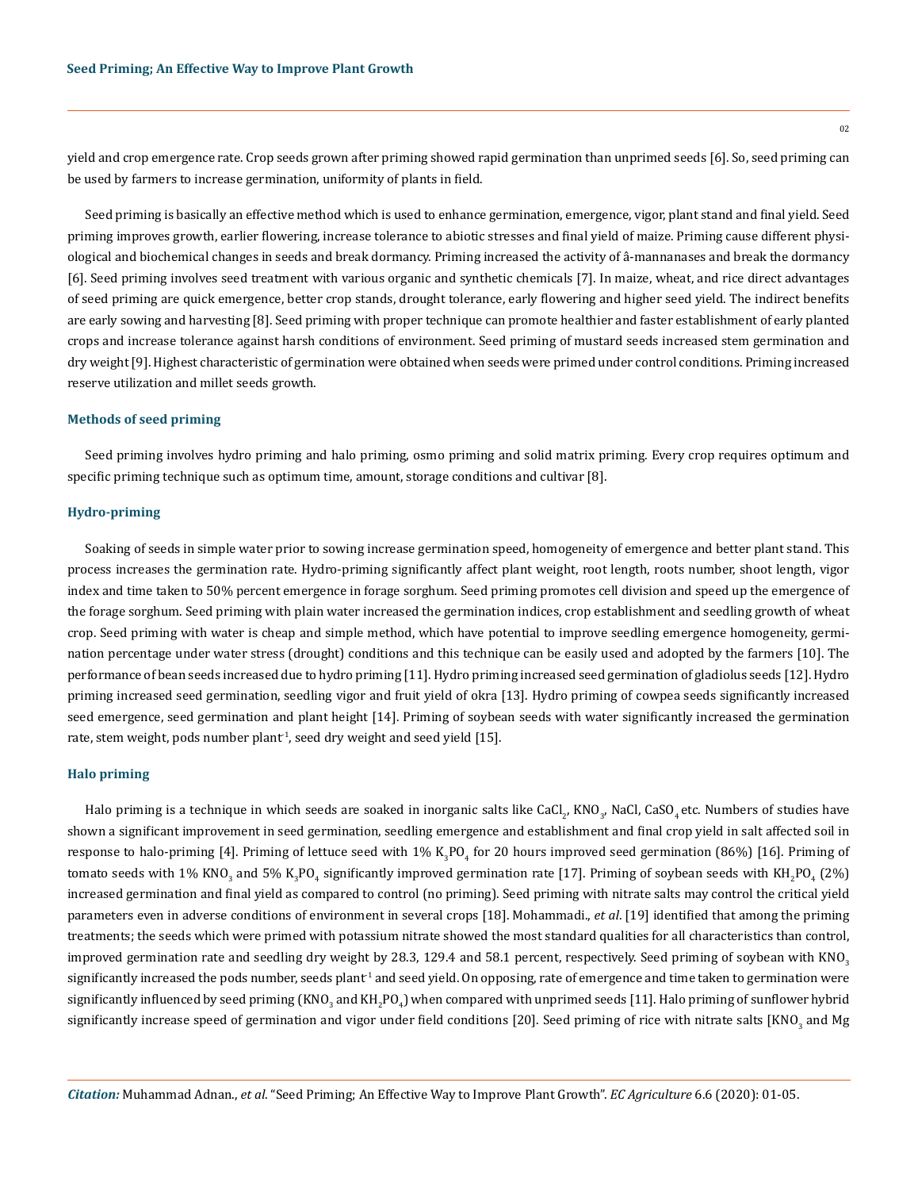yield and crop emergence rate. Crop seeds grown after priming showed rapid germination than unprimed seeds [6]. So, seed priming can be used by farmers to increase germination, uniformity of plants in field.

Seed priming is basically an effective method which is used to enhance germination, emergence, vigor, plant stand and final yield. Seed priming improves growth, earlier flowering, increase tolerance to abiotic stresses and final yield of maize. Priming cause different physiological and biochemical changes in seeds and break dormancy. Priming increased the activity of â-mannanases and break the dormancy [6]. Seed priming involves seed treatment with various organic and synthetic chemicals [7]. In maize, wheat, and rice direct advantages of seed priming are quick emergence, better crop stands, drought tolerance, early flowering and higher seed yield. The indirect benefits are early sowing and harvesting [8]. Seed priming with proper technique can promote healthier and faster establishment of early planted crops and increase tolerance against harsh conditions of environment. Seed priming of mustard seeds increased stem germination and dry weight [9]. Highest characteristic of germination were obtained when seeds were primed under control conditions. Priming increased reserve utilization and millet seeds growth.

### Methods of seed priming

Seed priming involves hydro priming and halo priming, osmo priming and solid matrix priming. Every crop requires optimum and specific priming technique such as optimum time, amount, storage conditions and cultivar [8].

### Hydro-priming

Soaking of seeds in simple water prior to sowing increase germination speed, homogeneity of emergence and better plant stand. This process increases the germination rate. Hydro-priming significantly affect plant weight, root length, roots number, shoot length, vigor index and time taken to 50% percent emergence in forage sorghum. Seed priming promotes cell division and speed up the emergence of the forage sorghum. Seed priming with plain water increased the germination indices, crop establishment and seedling growth of wheat crop. Seed priming with water is cheap and simple method, which have potential to improve seedling emergence homogeneity, germination percentage under water stress (drought) conditions and this technique can be easily used and adopted by the farmers [10]. The performance of bean seeds increased due to hydro priming [11]. Hydro priming increased seed germination of gladiolus seeds [12]. Hydro priming increased seed germination, seedling vigor and fruit yield of okra [13]. Hydro priming of cowpea seeds significantly increased seed emergence, seed germination and plant height [14]. Priming of soybean seeds with water significantly increased the germination rate, stem weight, pods number plant$^{-1}$, seed dry weight and seed yield [15].

### Halo priming

Halo priming is a technique in which seeds are soaked in inorganic salts like $CaCl_2$, $KNO_3$, NaCl, $CaSO_4$ etc. Numbers of studies have shown a significant improvement in seed germination, seedling emergence and establishment and final crop yield in salt affected soil in response to halo-priming [4]. Priming of lettuce seed with 1% $K_3PO_4$ for 20 hours improved seed germination (86%) [16]. Priming of tomato seeds with 1% $KNO_3$ and 5% $K_3PO_4$ significantly improved germination rate [17]. Priming of soybean seeds with $KH_2PO_4$ (2%) increased germination and final yield as compared to control (no priming). Seed priming with nitrate salts may control the critical yield parameters even in adverse conditions of environment in several crops [18]. Mohammadi., *et al*. [19] identified that among the priming treatments; the seeds which were primed with potassium nitrate showed the most standard qualities for all characteristics than control, improved germination rate and seedling dry weight by 28.3, 129.4 and 58.1 percent, respectively. Seed priming of soybean with $KNO_3$ significantly increased the pods number, seeds plant$^{-1}$ and seed yield. On opposing, rate of emergence and time taken to germination were significantly influenced by seed priming ($KNO_3$ and $KH_2PO_4$) when compared with unprimed seeds [11]. Halo priming of sunflower hybrid significantly increase speed of germination and vigor under field conditions [20]. Seed priming of rice with nitrate salts [$KNO_3$ and Mg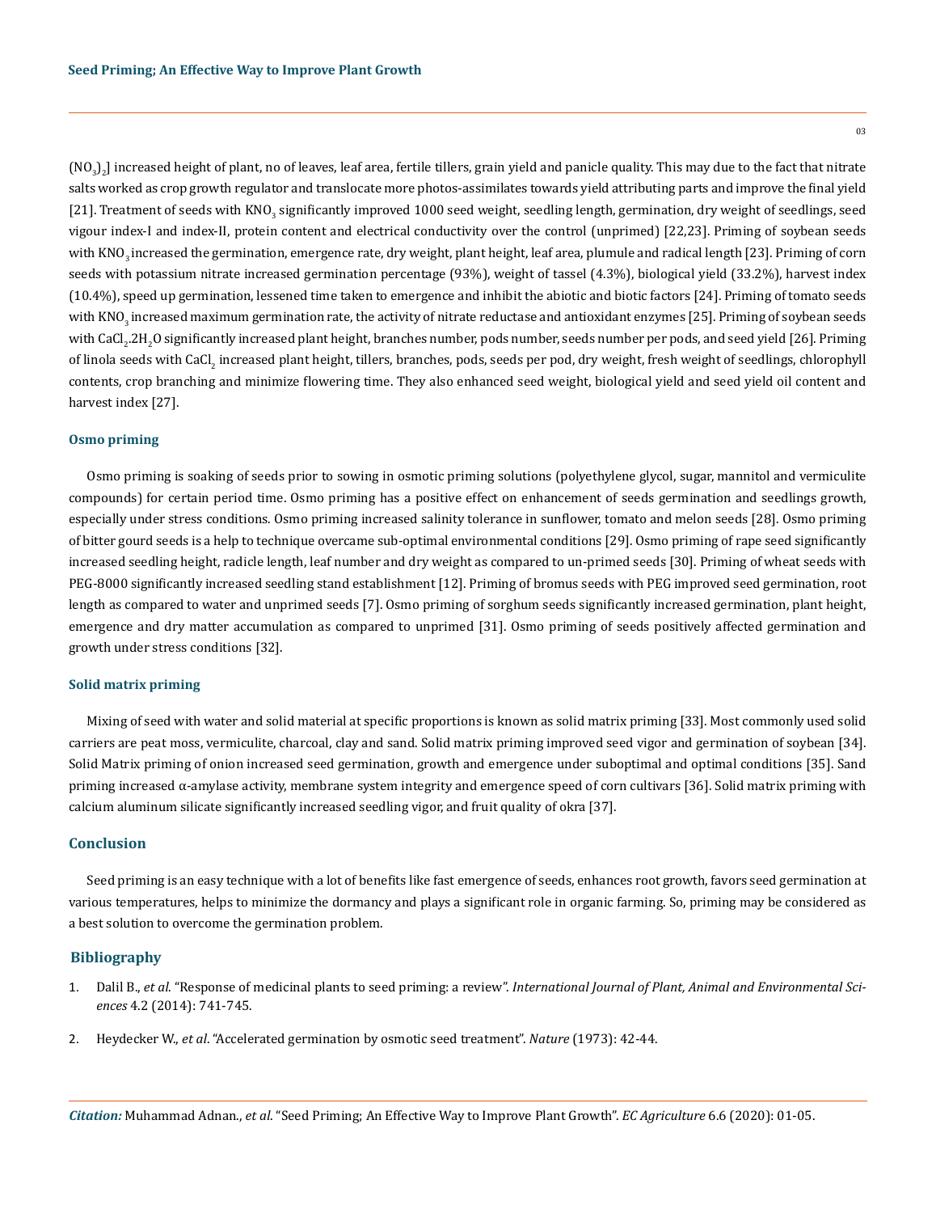$(NO_3)_2$] increased height of plant, no of leaves, leaf area, fertile tillers, grain yield and panicle quality. This may due to the fact that nitrate salts worked as crop growth regulator and translocate more photos-assimilates towards yield attributing parts and improve the final yield [21]. Treatment of seeds with $KNO_3$ significantly improved 1000 seed weight, seedling length, germination, dry weight of seedlings, seed vigour index-I and index-II, protein content and electrical conductivity over the control (unprimed) [22,23]. Priming of soybean seeds with $KNO_3$ increased the germination, emergence rate, dry weight, plant height, leaf area, plumule and radical length [23]. Priming of corn seeds with potassium nitrate increased germination percentage (93%), weight of tassel (4.3%), biological yield (33.2%), harvest index (10.4%), speed up germination, lessened time taken to emergence and inhibit the abiotic and biotic factors [24]. Priming of tomato seeds with $KNO_3$ increased maximum germination rate, the activity of nitrate reductase and antioxidant enzymes [25]. Priming of soybean seeds with $CaCl_2.2H_2O$ significantly increased plant height, branches number, pods number, seeds number per pods, and seed yield [26]. Priming of linola seeds with $CaCl_2$ increased plant height, tillers, branches, pods, seeds per pod, dry weight, fresh weight of seedlings, chlorophyll contents, crop branching and minimize flowering time. They also enhanced seed weight, biological yield and seed yield oil content and harvest index [27].

### Osmo priming

Osmo priming is soaking of seeds prior to sowing in osmotic priming solutions (polyethylene glycol, sugar, mannitol and vermiculite compounds) for certain period time. Osmo priming has a positive effect on enhancement of seeds germination and seedlings growth, especially under stress conditions. Osmo priming increased salinity tolerance in sunflower, tomato and melon seeds [28]. Osmo priming of bitter gourd seeds is a help to technique overcame sub-optimal environmental conditions [29]. Osmo priming of rape seed significantly increased seedling height, radicle length, leaf number and dry weight as compared to un-primed seeds [30]. Priming of wheat seeds with PEG-8000 significantly increased seedling stand establishment [12]. Priming of bromus seeds with PEG improved seed germination, root length as compared to water and unprimed seeds [7]. Osmo priming of sorghum seeds significantly increased germination, plant height, emergence and dry matter accumulation as compared to unprimed [31]. Osmo priming of seeds positively affected germination and growth under stress conditions [32].

### Solid matrix priming

Mixing of seed with water and solid material at specific proportions is known as solid matrix priming [33]. Most commonly used solid carriers are peat moss, vermiculite, charcoal, clay and sand. Solid matrix priming improved seed vigor and germination of soybean [34]. Solid Matrix priming of onion increased seed germination, growth and emergence under suboptimal and optimal conditions [35]. Sand priming increased α-amylase activity, membrane system integrity and emergence speed of corn cultivars [36]. Solid matrix priming with calcium aluminum silicate significantly increased seedling vigor, and fruit quality of okra [37].

## Conclusion

Seed priming is an easy technique with a lot of benefits like fast emergence of seeds, enhances root growth, favors seed germination at various temperatures, helps to minimize the dormancy and plays a significant role in organic farming. So, priming may be considered as a best solution to overcome the germination problem.

## Bibliography

1. Dalil B., *et al.* "Response of medicinal plants to seed priming: a review". *International Journal of Plant, Animal and Environmental Sciences* 4.2 (2014): 741-745.
2. Heydecker W., *et al*. "Accelerated germination by osmotic seed treatment". *Nature* (1973): 42-44.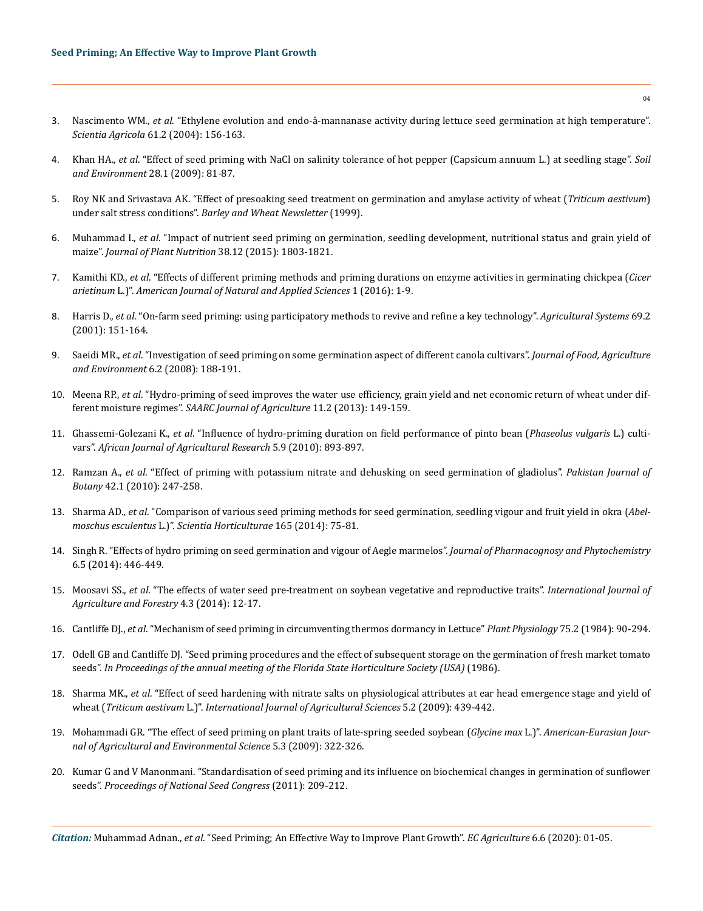3. Nascimento WM., *et al*. "Ethylene evolution and endo-â-mannanase activity during lettuce seed germination at high temperature". *Scientia Agricola* 61.2 (2004): 156-163.

4. Khan HA., *et al*. "Effect of seed priming with NaCl on salinity tolerance of hot pepper (Capsicum annuum L.) at seedling stage". *Soil and Environment* 28.1 (2009): 81-87.

5. Roy NK and Srivastava AK. "Effect of presoaking seed treatment on germination and amylase activity of wheat (*Triticum aestivum*) under salt stress conditions". *Barley and Wheat Newsletter* (1999).

6. Muhammad I., *et al*. "Impact of nutrient seed priming on germination, seedling development, nutritional status and grain yield of maize". *Journal of Plant Nutrition* 38.12 (2015): 1803-1821.

7. Kamithi KD., *et al*. "Effects of different priming methods and priming durations on enzyme activities in germinating chickpea (*Cicer arietinum* L.)". *American Journal of Natural and Applied Sciences* 1 (2016): 1-9.

8. Harris D., *et al*. "On-farm seed priming: using participatory methods to revive and refine a key technology". *Agricultural Systems* 69.2 (2001): 151-164.

9. Saeidi MR., *et al*. "Investigation of seed priming on some germination aspect of different canola cultivars". *Journal of Food, Agriculture and Environment* 6.2 (2008): 188-191.

10. Meena RP., *et al*. "Hydro-priming of seed improves the water use efficiency, grain yield and net economic return of wheat under different moisture regimes". *SAARC Journal of Agriculture* 11.2 (2013): 149-159.

11. Ghassemi-Golezani K., *et al*. "Influence of hydro-priming duration on field performance of pinto bean (*Phaseolus vulgaris* L.) cultivars". *African Journal of Agricultural Research* 5.9 (2010): 893-897.

12. Ramzan A., *et al*. "Effect of priming with potassium nitrate and dehusking on seed germination of gladiolus". *Pakistan Journal of Botany* 42.1 (2010): 247-258.

13. Sharma AD., *et al*. "Comparison of various seed priming methods for seed germination, seedling vigour and fruit yield in okra (*Abelmoschus esculentus* L.)". *Scientia Horticulturae* 165 (2014): 75-81.

14. Singh R. "Effects of hydro priming on seed germination and vigour of Aegle marmelos". *Journal of Pharmacognosy and Phytochemistry* 6.5 (2014): 446-449.

15. Moosavi SS., *et al*. "The effects of water seed pre-treatment on soybean vegetative and reproductive traits". *International Journal of Agriculture and Forestry* 4.3 (2014): 12-17.

16. Cantliffe DJ., *et al*. "Mechanism of seed priming in circumventing thermos dormancy in Lettuce" *Plant Physiology* 75.2 (1984): 90-294.

17. Odell GB and Cantliffe DJ. "Seed priming procedures and the effect of subsequent storage on the germination of fresh market tomato seeds". *In Proceedings of the annual meeting of the Florida State Horticulture Society (USA)* (1986).

18. Sharma MK., *et al*. "Effect of seed hardening with nitrate salts on physiological attributes at ear head emergence stage and yield of wheat (*Triticum aestivum* L.)". *International Journal of Agricultural Sciences* 5.2 (2009): 439-442.

19. Mohammadi GR. "The effect of seed priming on plant traits of late-spring seeded soybean (*Glycine max* L.)". *American-Eurasian Journal of Agricultural and Environmental Science* 5.3 (2009): 322-326.

20. Kumar G and V Manonmani. "Standardisation of seed priming and its influence on biochemical changes in germination of sunflower seeds". *Proceedings of National Seed Congress* (2011): 209-212.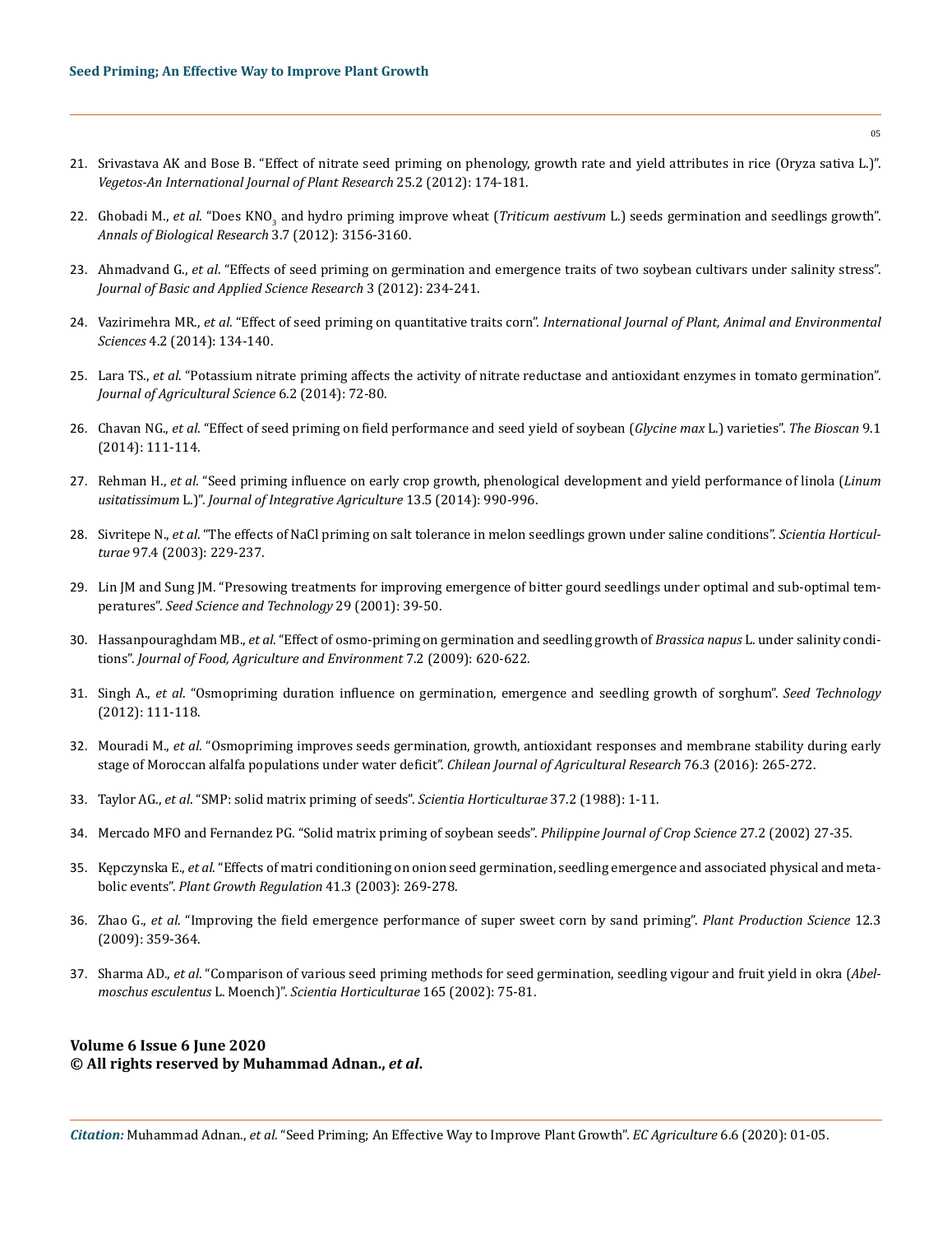21. Srivastava AK and Bose B. "Effect of nitrate seed priming on phenology, growth rate and yield attributes in rice (Oryza sativa L.)". *Vegetos-An International Journal of Plant Research* 25.2 (2012): 174-181.

22. Ghobadi M., *et al.* "Does $KNO_3$ and hydro priming improve wheat (*Triticum aestivum* L.) seeds germination and seedlings growth". *Annals of Biological Research* 3.7 (2012): 3156-3160.

23. Ahmadvand G., *et al*. "Effects of seed priming on germination and emergence traits of two soybean cultivars under salinity stress". *Journal of Basic and Applied Science Research* 3 (2012): 234-241.

24. Vazirimehra MR., *et al.* "Effect of seed priming on quantitative traits corn". *International Journal of Plant, Animal and Environmental Sciences* 4.2 (2014): 134-140.

25. Lara TS., *et al*. "Potassium nitrate priming affects the activity of nitrate reductase and antioxidant enzymes in tomato germination". *Journal of Agricultural Science* 6.2 (2014): 72-80.

26. Chavan NG., *et al*. "Effect of seed priming on field performance and seed yield of soybean (*Glycine max* L.) varieties". *The Bioscan* 9.1 (2014): 111-114.

27. Rehman H., *et al.* "Seed priming influence on early crop growth, phenological development and yield performance of linola (*Linum usitatissimum* L.)". *Journal of Integrative Agriculture* 13.5 (2014): 990-996.

28. Sivritepe N., *et al*. "The effects of NaCl priming on salt tolerance in melon seedlings grown under saline conditions". *Scientia Horticulturae* 97.4 (2003): 229-237.

29. Lin JM and Sung JM. "Presowing treatments for improving emergence of bitter gourd seedlings under optimal and sub-optimal temperatures". *Seed Science and Technology* 29 (2001): 39-50.

30. Hassanpouraghdam MB., *et al*. "Effect of osmo-priming on germination and seedling growth of *Brassica napus* L. under salinity conditions". *Journal of Food, Agriculture and Environment* 7.2 (2009): 620-622.

31. Singh A., *et al.* "Osmopriming duration influence on germination, emergence and seedling growth of sorghum". *Seed Technology* (2012): 111-118.

32. Mouradi M., *et al*. "Osmopriming improves seeds germination, growth, antioxidant responses and membrane stability during early stage of Moroccan alfalfa populations under water deficit". *Chilean Journal of Agricultural Research* 76.3 (2016): 265-272.

33. Taylor AG., *et al*. "SMP: solid matrix priming of seeds". *Scientia Horticulturae* 37.2 (1988): 1-11.

34. Mercado MFO and Fernandez PG. "Solid matrix priming of soybean seeds". *Philippine Journal of Crop Science* 27.2 (2002) 27-35.

35. Kępczynska E., *et al.* "Effects of matri conditioning on onion seed germination, seedling emergence and associated physical and metabolic events". *Plant Growth Regulation* 41.3 (2003): 269-278.

36. Zhao G., *et al*. "Improving the field emergence performance of super sweet corn by sand priming". *Plant Production Science* 12.3 (2009): 359-364.

37. Sharma AD., *et al*. "Comparison of various seed priming methods for seed germination, seedling vigour and fruit yield in okra (*Abelmoschus esculentus* L. Moench)". *Scientia Horticulturae* 165 (2002): 75-81.

**Volume 6 Issue 6 June 2020**
**© All rights reserved by Muhammad Adnan., *et al*.**